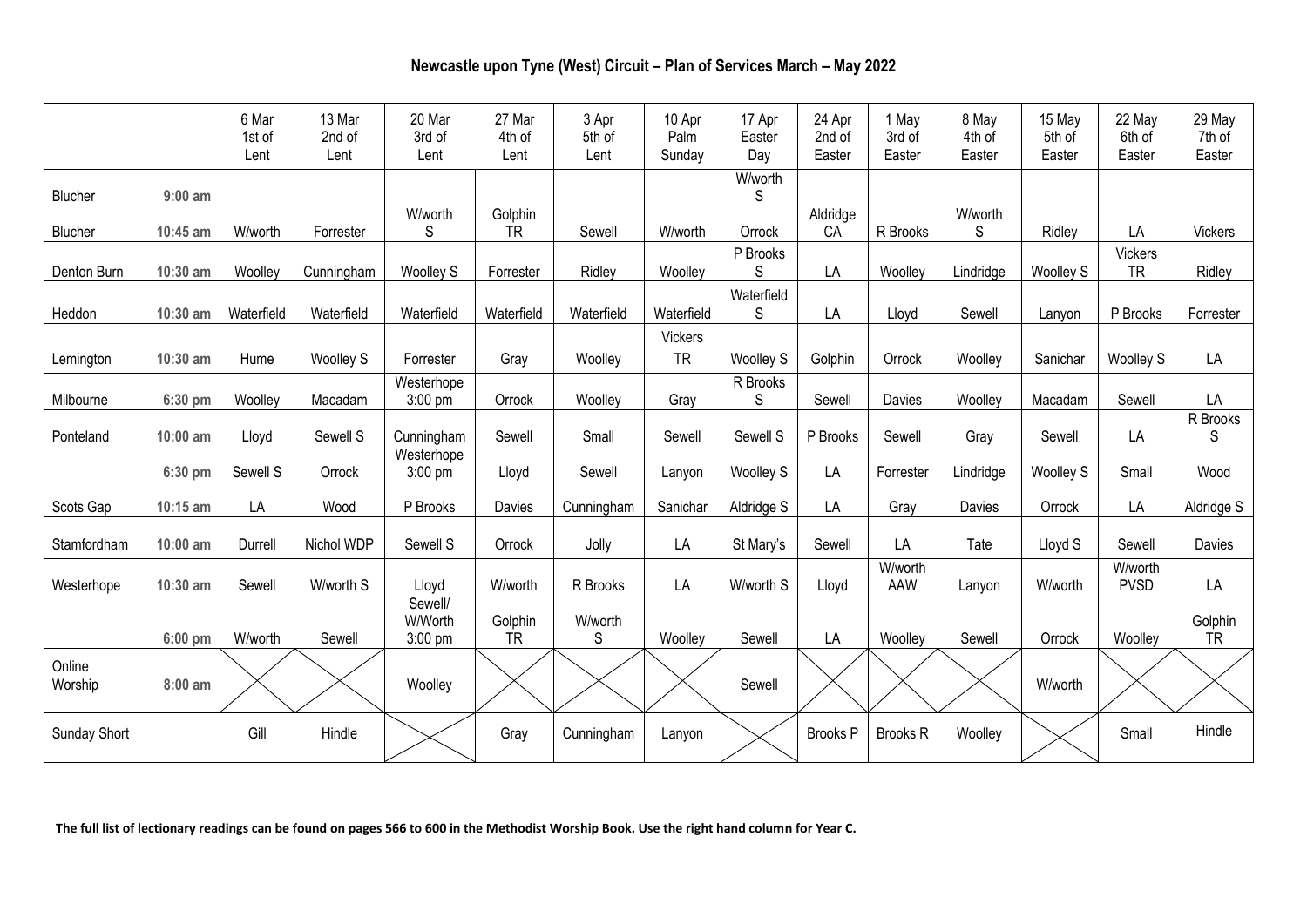# Newcastle upon Tyne (West) Circuit – Plan of Services March – May 2022

| | | 6 Mar 1st of Lent | 13 Mar 2nd of Lent | 20 Mar 3rd of Lent | 27 Mar 4th of Lent | 3 Apr 5th of Lent | 10 Apr Palm Sunday | 17 Apr Easter Day | 24 Apr 2nd of Easter | 1 May 3rd of Easter | 8 May 4th of Easter | 15 May 5th of Easter | 22 May 6th of Easter | 29 May 7th of Easter |
|---|---|---|---|---|---|---|---|---|---|---|---|---|---|---|
| Blucher | 9:00 am | | | | | | | W/worth S | | | | | | |
| Blucher | 10:45 am | W/worth | Forrester | W/worth S | Golphin TR | Sewell | W/worth | Orrock | Aldridge CA | R Brooks | W/worth S | Ridley | LA | Vickers |
| Denton Burn | 10:30 am | Woolley | Cunningham | Woolley S | Forrester | Ridley | Woolley | P Brooks S | LA | Woolley | Lindridge | Woolley S | Vickers TR | Ridley |
| Heddon | 10:30 am | Waterfield | Waterfield | Waterfield | Waterfield | Waterfield | Waterfield | Waterfield S | LA | Lloyd | Sewell | Lanyon | P Brooks | Forrester |
| Lemington | 10:30 am | Hume | Woolley S | Forrester | Gray | Woolley | Vickers TR | Woolley S | Golphin | Orrock | Woolley | Sanichar | Woolley S | LA |
| Milbourne | 6:30 pm | Woolley | Macadam | Westerhope 3:00 pm | Orrock | Woolley | Gray | R Brooks S | Sewell | Davies | Woolley | Macadam | Sewell | LA |
| Ponteland | 10:00 am | Lloyd | Sewell S | Cunningham | Sewell | Small | Sewell | Sewell S | P Brooks | Sewell | Gray | Sewell | LA | R Brooks S |
| | 6:30 pm | Sewell S | Orrock | Westerhope 3:00 pm | Lloyd | Sewell | Lanyon | Woolley S | LA | Forrester | Lindridge | Woolley S | Small | Wood |
| Scots Gap | 10:15 am | LA | Wood | P Brooks | Davies | Cunningham | Sanichar | Aldridge S | LA | Gray | Davies | Orrock | LA | Aldridge S |
| Stamfordham | 10:00 am | Durrell | Nichol WDP | Sewell S | Orrock | Jolly | LA | St Mary's | Sewell | LA | Tate | Lloyd S | Sewell | Davies |
| Westerhope | 10:30 am | Sewell | W/worth S | Lloyd | W/worth | R Brooks | LA | W/worth S | Lloyd | W/worth AAW | Lanyon | W/worth | W/worth PVSD | LA |
| | 6:00 pm | W/worth | Sewell | Sewell/ W/Worth 3:00 pm | Golphin TR | W/worth S | Woolley | Sewell | LA | Woolley | Sewell | Orrock | Woolley | Golphin TR |
| Online Worship | 8:00 am | | | Woolley | | | | Sewell | | | | W/worth | | |
| Sunday Short | | Gill | Hindle | | Gray | Cunningham | Lanyon | | Brooks P | Brooks R | Woolley | | Small | Hindle |

**The full list of lectionary readings can be found on pages 566 to 600 in the Methodist Worship Book. Use the right hand column for Year C.**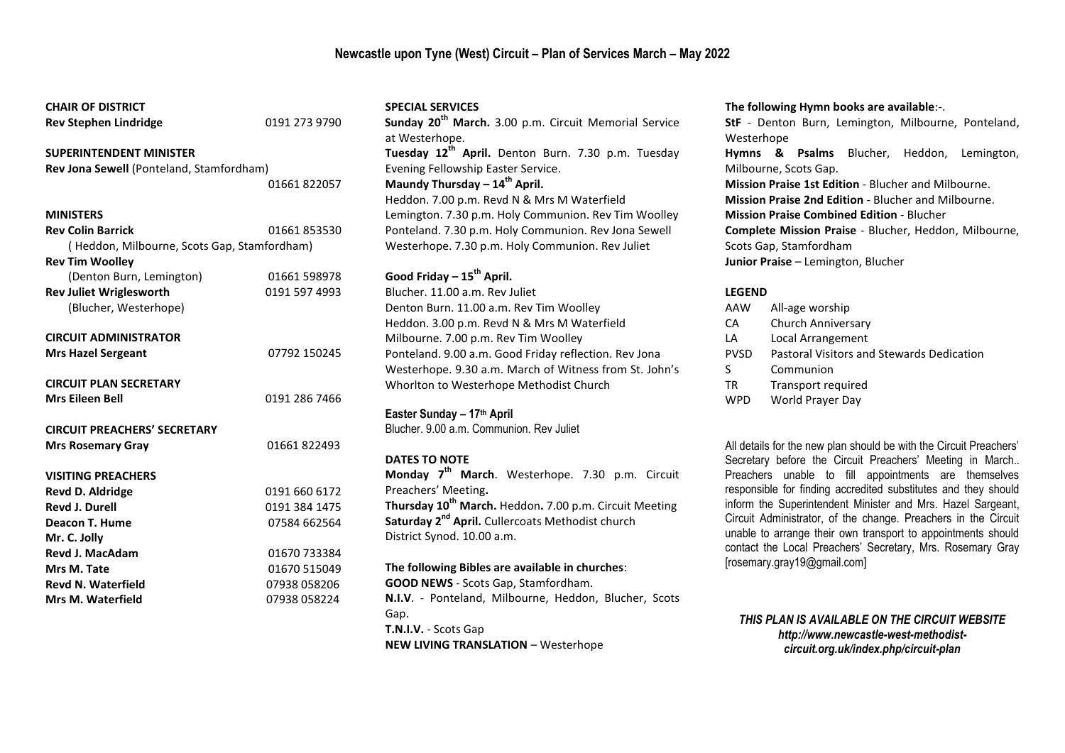# Newcastle upon Tyne (West) Circuit – Plan of Services March – May 2022

**CHAIR OF DISTRICT**
**Rev Stephen Lindridge** 0191 273 9790

**SUPERINTENDENT MINISTER**
**Rev Jona Sewell** (Ponteland, Stamfordham) 01661 822057

**MINISTERS**
**Rev Colin Barrick** 01661 853530
( Heddon, Milbourne, Scots Gap, Stamfordham)
**Rev Tim Woolley**
(Denton Burn, Lemington) 01661 598978
**Rev Juliet Wriglesworth** 0191 597 4993
(Blucher, Westerhope)

**CIRCUIT ADMINISTRATOR**
**Mrs Hazel Sergeant** 07792 150245

**CIRCUIT PLAN SECRETARY**
**Mrs Eileen Bell** 0191 286 7466

**CIRCUIT PREACHERS' SECRETARY**
**Mrs Rosemary Gray** 01661 822493

**VISITING PREACHERS**

| | |
|---|---|
| **Revd D. Aldridge** | 0191 660 6172 |
| **Revd J. Durell** | 0191 384 1475 |
| **Deacon T. Hume** | 07584 662564 |
| **Mr. C. Jolly** | |
| **Revd J. MacAdam** | 01670 733384 |
| **Mrs M. Tate** | 01670 515049 |
| **Revd N. Waterfield** | 07938 058206 |
| **Mrs M. Waterfield** | 07938 058224 |

**SPECIAL SERVICES**
**Sunday 20th March.** 3.00 p.m. Circuit Memorial Service at Westerhope.
**Tuesday 12th April.** Denton Burn. 7.30 p.m. Tuesday Evening Fellowship Easter Service.
**Maundy Thursday – 14th April.**
Heddon. 7.00 p.m. Revd N & Mrs M Waterfield
Lemington. 7.30 p.m. Holy Communion. Rev Tim Woolley
Ponteland. 7.30 p.m. Holy Communion. Rev Jona Sewell
Westerhope. 7.30 p.m. Holy Communion. Rev Juliet

**Good Friday – 15th April.**
Blucher. 11.00 a.m. Rev Juliet
Denton Burn. 11.00 a.m. Rev Tim Woolley
Heddon. 3.00 p.m. Revd N & Mrs M Waterfield
Milbourne. 7.00 p.m. Rev Tim Woolley
Ponteland. 9.00 a.m. Good Friday reflection. Rev Jona
Westerhope. 9.30 a.m. March of Witness from St. John's Whorlton to Westerhope Methodist Church

**Easter Sunday – 17th April**
Blucher. 9.00 a.m. Communion. Rev Juliet

**DATES TO NOTE**
**Monday 7th March**. Westerhope. 7.30 p.m. Circuit Preachers' Meeting**.**
**Thursday 10th March.** Heddon**.** 7.00 p.m. Circuit Meeting
**Saturday 2nd April.** Cullercoats Methodist church District Synod. 10.00 a.m.

**The following Bibles are available in churches**:
**GOOD NEWS** - Scots Gap, Stamfordham.
**N.I.V**. - Ponteland, Milbourne, Heddon, Blucher, Scots Gap.
**T.N.I.V.** - Scots Gap
**NEW LIVING TRANSLATION** – Westerhope

**The following Hymn books are available**:-.
**StF** - Denton Burn, Lemington, Milbourne, Ponteland, Westerhope
**Hymns & Psalms** Blucher, Heddon, Lemington, Milbourne, Scots Gap.
**Mission Praise 1st Edition** - Blucher and Milbourne.
**Mission Praise 2nd Edition** - Blucher and Milbourne.
**Mission Praise Combined Edition** - Blucher
**Complete Mission Praise** - Blucher, Heddon, Milbourne, Scots Gap, Stamfordham
**Junior Praise** – Lemington, Blucher

**LEGEND**

| | |
|---|---|
| AAW | All-age worship |
| CA | Church Anniversary |
| LA | Local Arrangement |
| PVSD | Pastoral Visitors and Stewards Dedication |
| S | Communion |
| TR | Transport required |
| WPD | World Prayer Day |

All details for the new plan should be with the Circuit Preachers' Secretary before the Circuit Preachers' Meeting in March.. Preachers unable to fill appointments are themselves responsible for finding accredited substitutes and they should inform the Superintendent Minister and Mrs. Hazel Sargeant, Circuit Administrator, of the change. Preachers in the Circuit unable to arrange their own transport to appointments should contact the Local Preachers' Secretary, Mrs. Rosemary Gray [rosemary.gray19@gmail.com]

***THIS PLAN IS AVAILABLE ON THE CIRCUIT WEBSITE***
***http://www.newcastle-west-methodist-circuit.org.uk/index.php/circuit-plan***